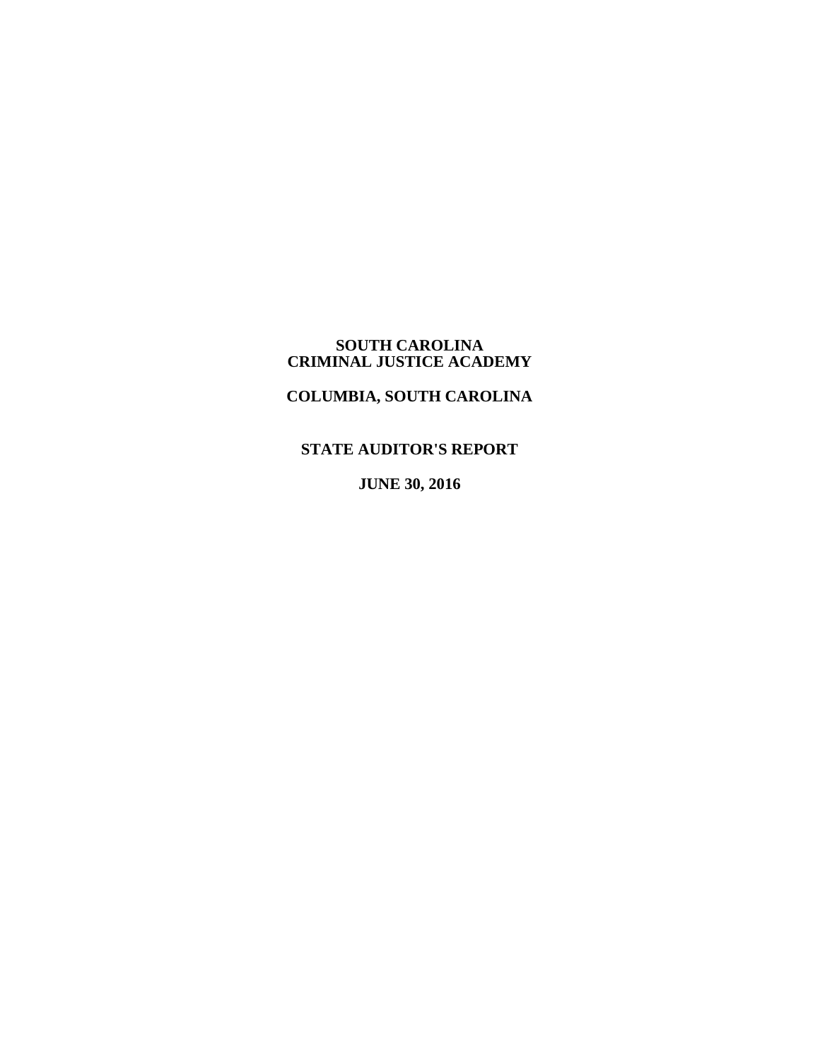# SOUTH CAROLINA CRIMINAL JUSTICE ACADEMY

## COLUMBIA, SOUTH CAROLINA

## STATE AUDITOR'S REPORT

## JUNE 30, 2016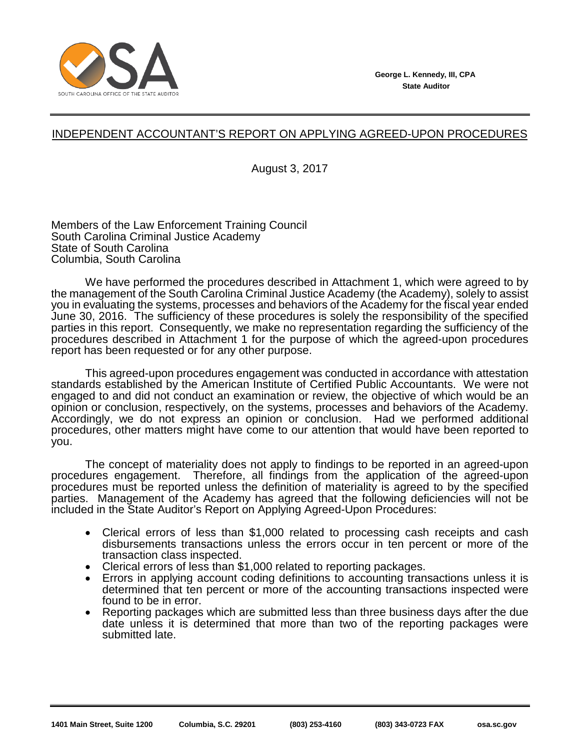George L. Kennedy, III, CPA
State Auditor

INDEPENDENT ACCOUNTANT'S REPORT ON APPLYING AGREED-UPON PROCEDURES

August 3, 2017

Members of the Law Enforcement Training Council
South Carolina Criminal Justice Academy
State of South Carolina
Columbia, South Carolina

We have performed the procedures described in Attachment 1, which were agreed to by the management of the South Carolina Criminal Justice Academy (the Academy), solely to assist you in evaluating the systems, processes and behaviors of the Academy for the fiscal year ended June 30, 2016. The sufficiency of these procedures is solely the responsibility of the specified parties in this report. Consequently, we make no representation regarding the sufficiency of the procedures described in Attachment 1 for the purpose of which the agreed-upon procedures report has been requested or for any other purpose.

This agreed-upon procedures engagement was conducted in accordance with attestation standards established by the American Institute of Certified Public Accountants. We were not engaged to and did not conduct an examination or review, the objective of which would be an opinion or conclusion, respectively, on the systems, processes and behaviors of the Academy. Accordingly, we do not express an opinion or conclusion. Had we performed additional procedures, other matters might have come to our attention that would have been reported to you.

The concept of materiality does not apply to findings to be reported in an agreed-upon procedures engagement. Therefore, all findings from the application of the agreed-upon procedures must be reported unless the definition of materiality is agreed to by the specified parties. Management of the Academy has agreed that the following deficiencies will not be included in the State Auditor's Report on Applying Agreed-Upon Procedures:

- Clerical errors of less than $1,000 related to processing cash receipts and cash disbursements transactions unless the errors occur in ten percent or more of the transaction class inspected.
- Clerical errors of less than $1,000 related to reporting packages.
- Errors in applying account coding definitions to accounting transactions unless it is determined that ten percent or more of the accounting transactions inspected were found to be in error.
- Reporting packages which are submitted less than three business days after the due date unless it is determined that more than two of the reporting packages were submitted late.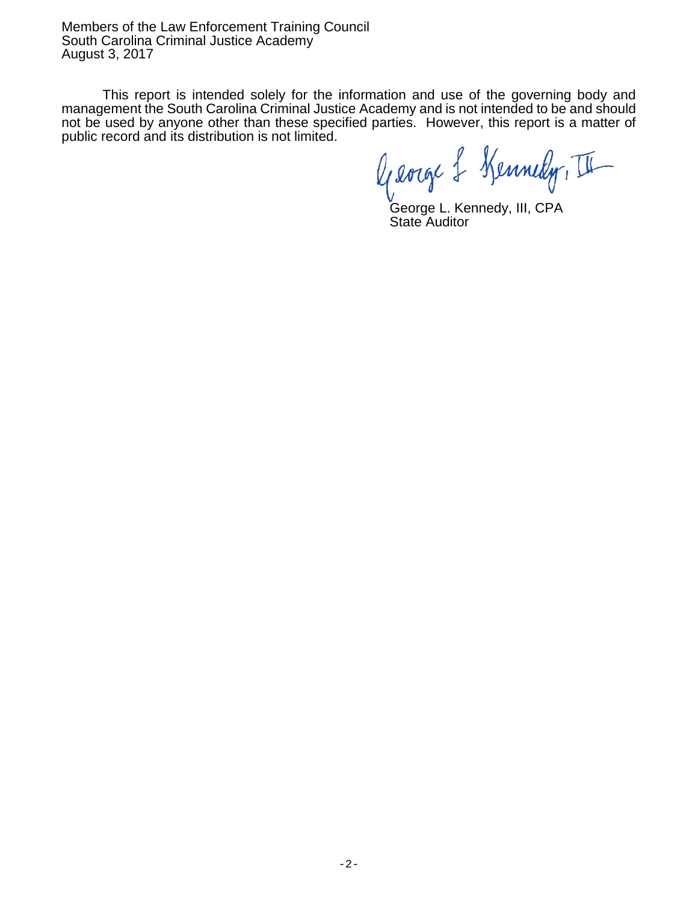Members of the Law Enforcement Training Council
South Carolina Criminal Justice Academy
August 3, 2017

This report is intended solely for the information and use of the governing body and management the South Carolina Criminal Justice Academy and is not intended to be and should not be used by anyone other than these specified parties. However, this report is a matter of public record and its distribution is not limited.

George L. Kennedy, III, CPA
State Auditor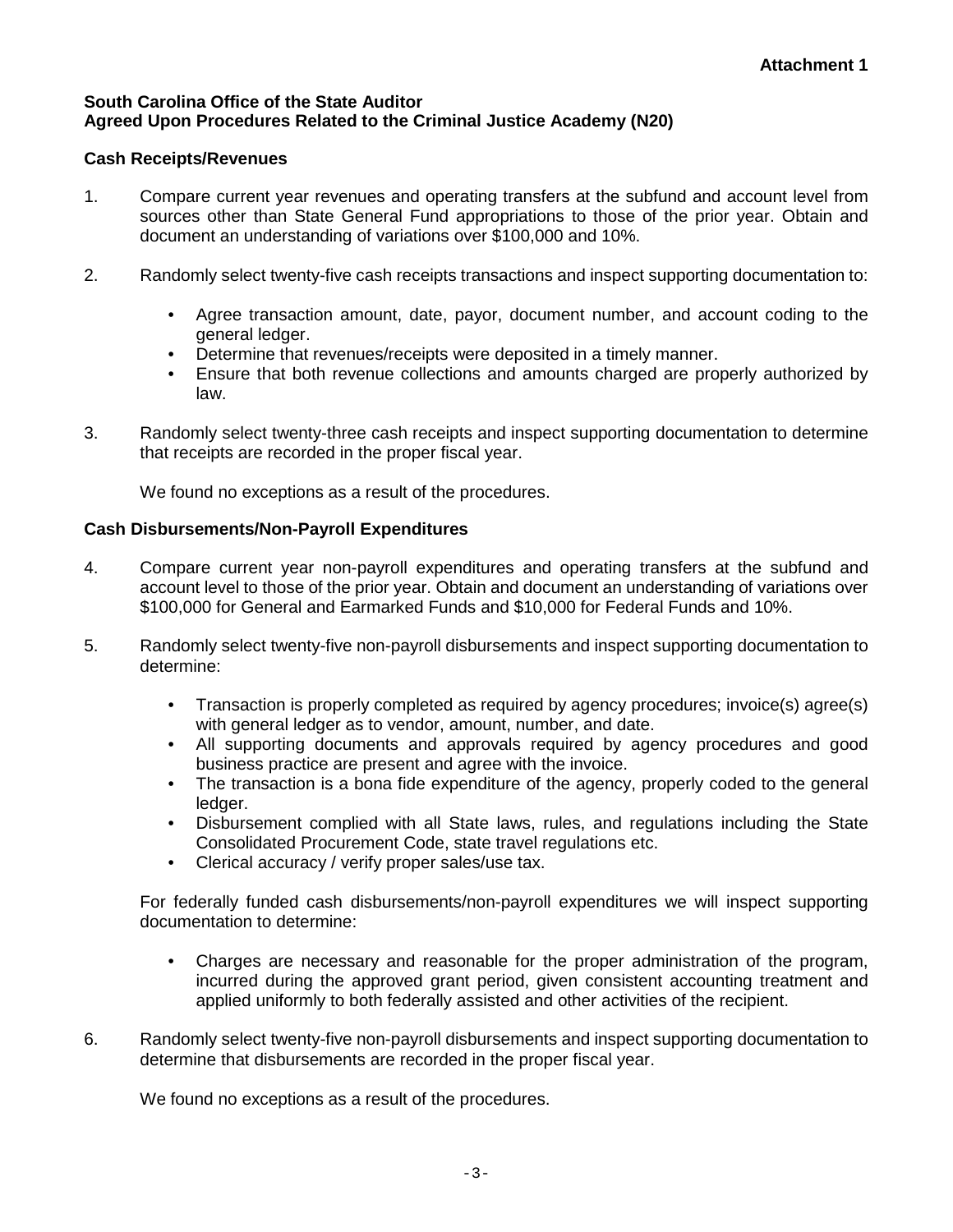**Attachment 1**

**South Carolina Office of the State Auditor**
**Agreed Upon Procedures Related to the Criminal Justice Academy (N20)**

**Cash Receipts/Revenues**

1. Compare current year revenues and operating transfers at the subfund and account level from sources other than State General Fund appropriations to those of the prior year. Obtain and document an understanding of variations over $100,000 and 10%.

2. Randomly select twenty-five cash receipts transactions and inspect supporting documentation to:

   - Agree transaction amount, date, payor, document number, and account coding to the general ledger.
   - Determine that revenues/receipts were deposited in a timely manner.
   - Ensure that both revenue collections and amounts charged are properly authorized by law.

3. Randomly select twenty-three cash receipts and inspect supporting documentation to determine that receipts are recorded in the proper fiscal year.

   We found no exceptions as a result of the procedures.

**Cash Disbursements/Non-Payroll Expenditures**

4. Compare current year non-payroll expenditures and operating transfers at the subfund and account level to those of the prior year. Obtain and document an understanding of variations over $100,000 for General and Earmarked Funds and $10,000 for Federal Funds and 10%.

5. Randomly select twenty-five non-payroll disbursements and inspect supporting documentation to determine:

   - Transaction is properly completed as required by agency procedures; invoice(s) agree(s) with general ledger as to vendor, amount, number, and date.
   - All supporting documents and approvals required by agency procedures and good business practice are present and agree with the invoice.
   - The transaction is a bona fide expenditure of the agency, properly coded to the general ledger.
   - Disbursement complied with all State laws, rules, and regulations including the State Consolidated Procurement Code, state travel regulations etc.
   - Clerical accuracy / verify proper sales/use tax.

   For federally funded cash disbursements/non-payroll expenditures we will inspect supporting documentation to determine:

   - Charges are necessary and reasonable for the proper administration of the program, incurred during the approved grant period, given consistent accounting treatment and applied uniformly to both federally assisted and other activities of the recipient.

6. Randomly select twenty-five non-payroll disbursements and inspect supporting documentation to determine that disbursements are recorded in the proper fiscal year.

   We found no exceptions as a result of the procedures.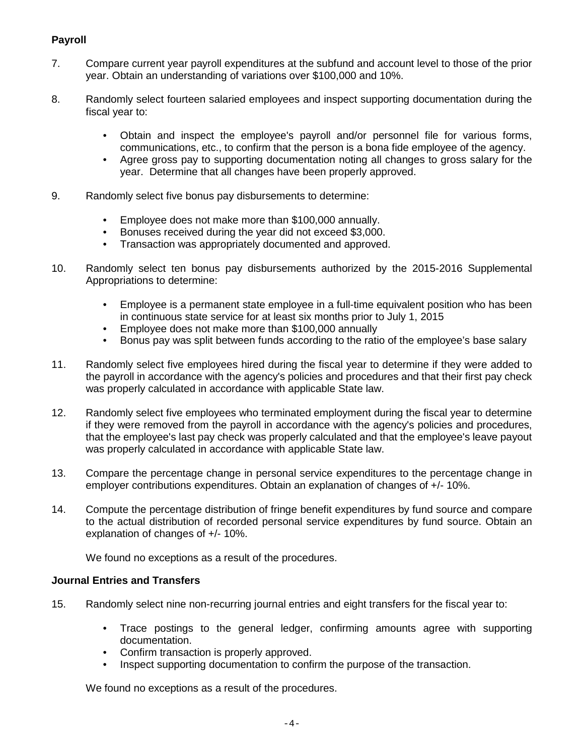**Payroll**

7. Compare current year payroll expenditures at the subfund and account level to those of the prior year. Obtain an understanding of variations over $100,000 and 10%.

8. Randomly select fourteen salaried employees and inspect supporting documentation during the fiscal year to:

   - Obtain and inspect the employee's payroll and/or personnel file for various forms, communications, etc., to confirm that the person is a bona fide employee of the agency.
   - Agree gross pay to supporting documentation noting all changes to gross salary for the year. Determine that all changes have been properly approved.

9. Randomly select five bonus pay disbursements to determine:

   - Employee does not make more than $100,000 annually.
   - Bonuses received during the year did not exceed $3,000.
   - Transaction was appropriately documented and approved.

10. Randomly select ten bonus pay disbursements authorized by the 2015-2016 Supplemental Appropriations to determine:

    - Employee is a permanent state employee in a full-time equivalent position who has been in continuous state service for at least six months prior to July 1, 2015
    - Employee does not make more than $100,000 annually
    - Bonus pay was split between funds according to the ratio of the employee's base salary

11. Randomly select five employees hired during the fiscal year to determine if they were added to the payroll in accordance with the agency's policies and procedures and that their first pay check was properly calculated in accordance with applicable State law.

12. Randomly select five employees who terminated employment during the fiscal year to determine if they were removed from the payroll in accordance with the agency's policies and procedures, that the employee's last pay check was properly calculated and that the employee's leave payout was properly calculated in accordance with applicable State law.

13. Compare the percentage change in personal service expenditures to the percentage change in employer contributions expenditures. Obtain an explanation of changes of +/- 10%.

14. Compute the percentage distribution of fringe benefit expenditures by fund source and compare to the actual distribution of recorded personal service expenditures by fund source. Obtain an explanation of changes of +/- 10%.

    We found no exceptions as a result of the procedures.

**Journal Entries and Transfers**

15. Randomly select nine non-recurring journal entries and eight transfers for the fiscal year to:

    - Trace postings to the general ledger, confirming amounts agree with supporting documentation.
    - Confirm transaction is properly approved.
    - Inspect supporting documentation to confirm the purpose of the transaction.

    We found no exceptions as a result of the procedures.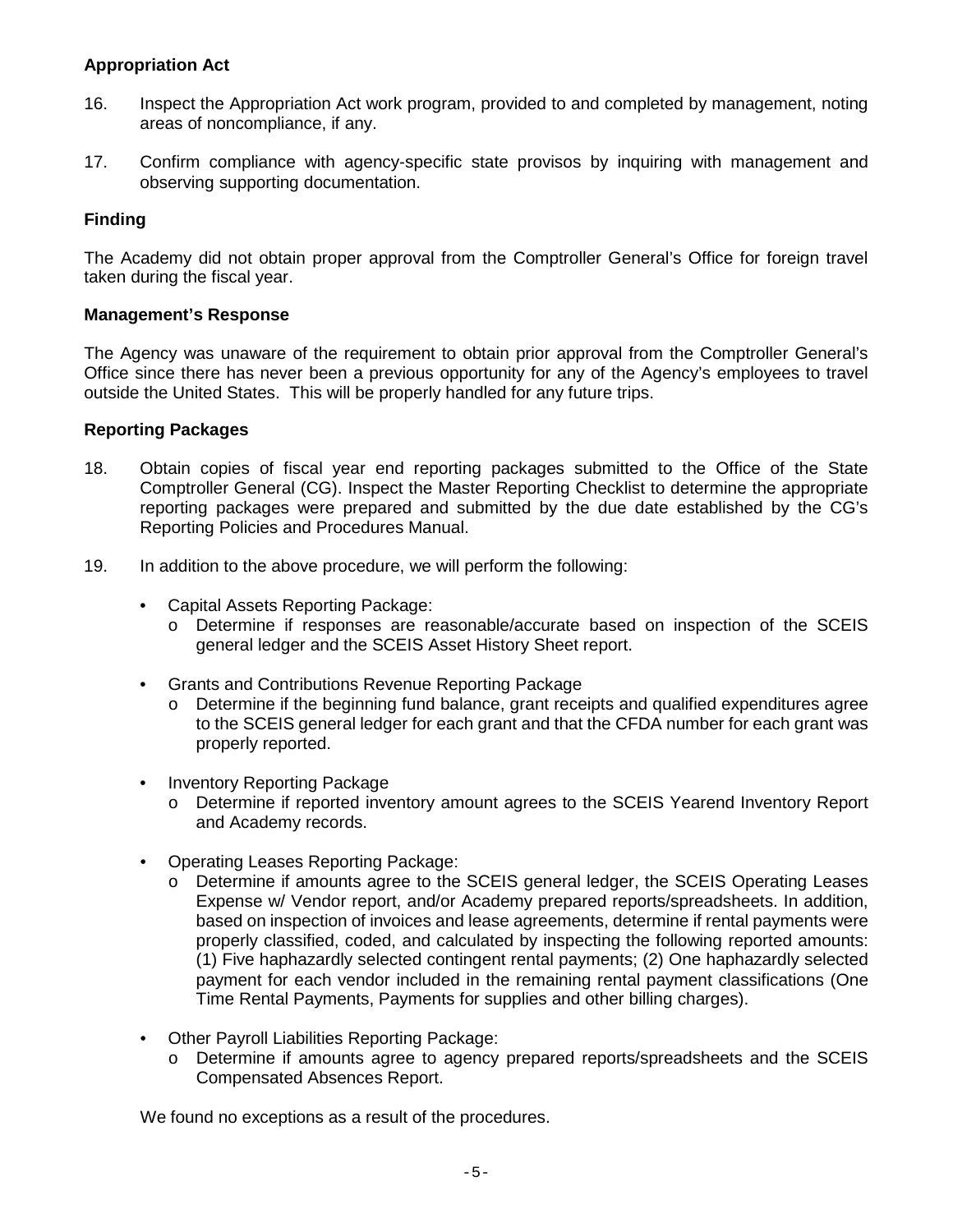**Appropriation Act**

16. Inspect the Appropriation Act work program, provided to and completed by management, noting areas of noncompliance, if any.

17. Confirm compliance with agency-specific state provisos by inquiring with management and observing supporting documentation.

**Finding**

The Academy did not obtain proper approval from the Comptroller General's Office for foreign travel taken during the fiscal year.

**Management's Response**

The Agency was unaware of the requirement to obtain prior approval from the Comptroller General's Office since there has never been a previous opportunity for any of the Agency's employees to travel outside the United States. This will be properly handled for any future trips.

**Reporting Packages**

18. Obtain copies of fiscal year end reporting packages submitted to the Office of the State Comptroller General (CG). Inspect the Master Reporting Checklist to determine the appropriate reporting packages were prepared and submitted by the due date established by the CG's Reporting Policies and Procedures Manual.

19. In addition to the above procedure, we will perform the following:

   - Capital Assets Reporting Package:
     - Determine if responses are reasonable/accurate based on inspection of the SCEIS general ledger and the SCEIS Asset History Sheet report.

   - Grants and Contributions Revenue Reporting Package
     - Determine if the beginning fund balance, grant receipts and qualified expenditures agree to the SCEIS general ledger for each grant and that the CFDA number for each grant was properly reported.

   - Inventory Reporting Package
     - Determine if reported inventory amount agrees to the SCEIS Yearend Inventory Report and Academy records.

   - Operating Leases Reporting Package:
     - Determine if amounts agree to the SCEIS general ledger, the SCEIS Operating Leases Expense w/ Vendor report, and/or Academy prepared reports/spreadsheets. In addition, based on inspection of invoices and lease agreements, determine if rental payments were properly classified, coded, and calculated by inspecting the following reported amounts: (1) Five haphazardly selected contingent rental payments; (2) One haphazardly selected payment for each vendor included in the remaining rental payment classifications (One Time Rental Payments, Payments for supplies and other billing charges).

   - Other Payroll Liabilities Reporting Package:
     - Determine if amounts agree to agency prepared reports/spreadsheets and the SCEIS Compensated Absences Report.

   We found no exceptions as a result of the procedures.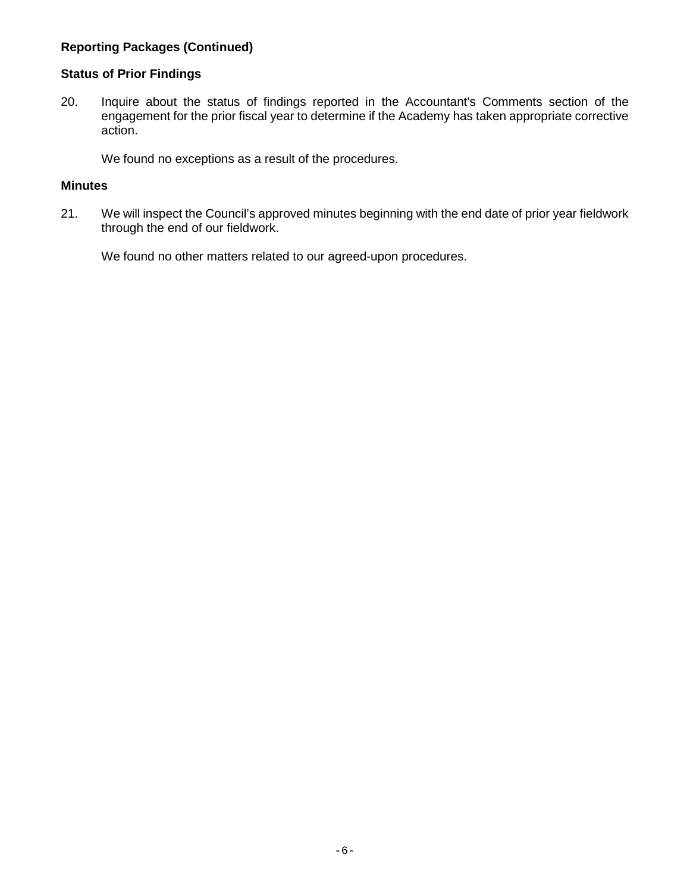**Reporting Packages (Continued)**

**Status of Prior Findings**

20. Inquire about the status of findings reported in the Accountant's Comments section of the engagement for the prior fiscal year to determine if the Academy has taken appropriate corrective action.

    We found no exceptions as a result of the procedures.

**Minutes**

21. We will inspect the Council's approved minutes beginning with the end date of prior year fieldwork through the end of our fieldwork.

    We found no other matters related to our agreed-upon procedures.